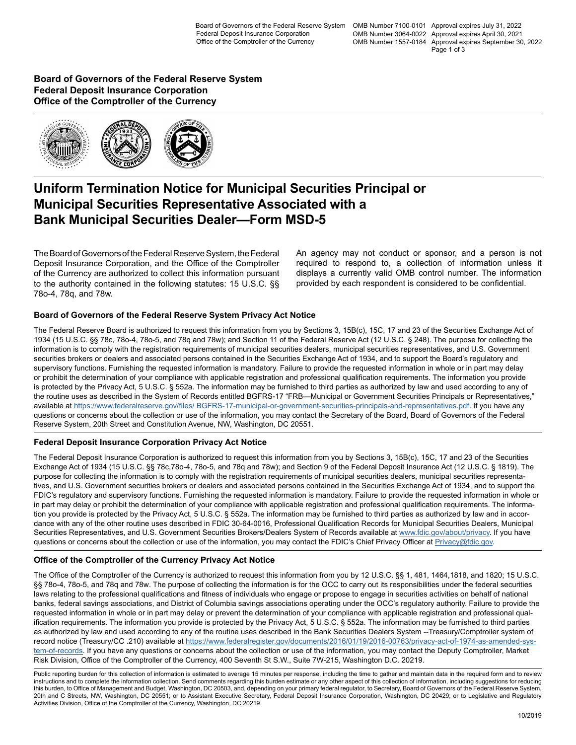Board of Governors of the Federal Reserve System OMB Number 7100-0101 Approval expires July 31, 2022
Federal Deposit Insurance Corporation OMB Number 3064-0022 Approval expires April 30, 2021
Office of the Comptroller of the Currency OMB Number 1557-0184 Approval expires September 30, 2022

**Board of Governors of the Federal Reserve System**
**Federal Deposit Insurance Corporation**
**Office of the Comptroller of the Currency**

# Uniform Termination Notice for Municipal Securities Principal or Municipal Securities Representative Associated with a Bank Municipal Securities Dealer—Form MSD-5

The Board of Governors of the Federal Reserve System, the Federal Deposit Insurance Corporation, and the Office of the Comptroller of the Currency are authorized to collect this information pursuant to the authority contained in the following statutes: 15 U.S.C. §§ 78o-4, 78q, and 78w.

An agency may not conduct or sponsor, and a person is not required to respond to, a collection of information unless it displays a currently valid OMB control number. The information provided by each respondent is considered to be confidential.

## Board of Governors of the Federal Reserve System Privacy Act Notice

The Federal Reserve Board is authorized to request this information from you by Sections 3, 15B(c), 15C, 17 and 23 of the Securities Exchange Act of 1934 (15 U.S.C. §§ 78c, 78o-4, 78o-5, and 78q and 78w); and Section 11 of the Federal Reserve Act (12 U.S.C. § 248). The purpose for collecting the information is to comply with the registration requirements of municipal securities dealers, municipal securities representatives, and U.S. Government securities brokers or dealers and associated persons contained in the Securities Exchange Act of 1934, and to support the Board's regulatory and supervisory functions. Furnishing the requested information is mandatory. Failure to provide the requested information in whole or in part may delay or prohibit the determination of your compliance with applicable registration and professional qualification requirements. The information you provide is protected by the Privacy Act, 5 U.S.C. § 552a. The information may be furnished to third parties as authorized by law and used according to any of the routine uses as described in the System of Records entitled BGFRS-17 "FRB—Municipal or Government Securities Principals or Representatives," available at https://www.federalreserve.gov/files/ BGFRS-17-municipal-or-government-securities-principals-and-representatives.pdf. If you have any questions or concerns about the collection or use of the information, you may contact the Secretary of the Board, Board of Governors of the Federal Reserve System, 20th Street and Constitution Avenue, NW, Washington, DC 20551.

## Federal Deposit Insurance Corporation Privacy Act Notice

The Federal Deposit Insurance Corporation is authorized to request this information from you by Sections 3, 15B(c), 15C, 17 and 23 of the Securities Exchange Act of 1934 (15 U.S.C. §§ 78c,78o-4, 78o-5, and 78q and 78w); and Section 9 of the Federal Deposit Insurance Act (12 U.S.C. § 1819). The purpose for collecting the information is to comply with the registration requirements of municipal securities dealers, municipal securities representatives, and U.S. Government securities brokers or dealers and associated persons contained in the Securities Exchange Act of 1934, and to support the FDIC's regulatory and supervisory functions. Furnishing the requested information is mandatory. Failure to provide the requested information in whole or in part may delay or prohibit the determination of your compliance with applicable registration and professional qualification requirements. The information you provide is protected by the Privacy Act, 5 U.S.C. § 552a. The information may be furnished to third parties as authorized by law and in accordance with any of the other routine uses described in FDIC 30-64-0016, Professional Qualification Records for Municipal Securities Dealers, Municipal Securities Representatives, and U.S. Government Securities Brokers/Dealers System of Records available at www.fdic.gov/about/privacy. If you have questions or concerns about the collection or use of the information, you may contact the FDIC's Chief Privacy Officer at Privacy@fdic.gov.

## Office of the Comptroller of the Currency Privacy Act Notice

The Office of the Comptroller of the Currency is authorized to request this information from you by 12 U.S.C. §§ 1, 481, 1464,1818, and 1820; 15 U.S.C. §§ 78o-4, 78o-5, and 78q and 78w. The purpose of collecting the information is for the OCC to carry out its responsibilities under the federal securities laws relating to the professional qualifications and fitness of individuals who engage or propose to engage in securities activities on behalf of national banks, federal savings associations, and District of Columbia savings associations operating under the OCC's regulatory authority. Failure to provide the requested information in whole or in part may delay or prevent the determination of your compliance with applicable registration and professional qualification requirements. The information you provide is protected by the Privacy Act, 5 U.S.C. § 552a. The information may be furnished to third parties as authorized by law and used according to any of the routine uses described in the Bank Securities Dealers System --Treasury/Comptroller system of record notice (Treasury/CC .210) available at https://www.federalregister.gov/documents/2016/01/19/2016-00763/privacy-act-of-1974-as-amended-system-of-records. If you have any questions or concerns about the collection or use of the information, you may contact the Deputy Comptroller, Market Risk Division, Office of the Comptroller of the Currency, 400 Seventh St S.W., Suite 7W-215, Washington D.C. 20219.

Public reporting burden for this collection of information is estimated to average 15 minutes per response, including the time to gather and maintain data in the required form and to review instructions and to complete the information collection. Send comments regarding this burden estimate or any other aspect of this collection of information, including suggestions for reducing this burden, to Office of Management and Budget, Washington, DC 20503, and, depending on your primary federal regulator, to Secretary, Board of Governors of the Federal Reserve System, 20th and C Streets, NW, Washington, DC 20551; or to Assistant Executive Secretary, Federal Deposit Insurance Corporation, Washington, DC 20429; or to Legislative and Regulatory Activities Division, Office of the Comptroller of the Currency, Washington, DC 20219.

10/2019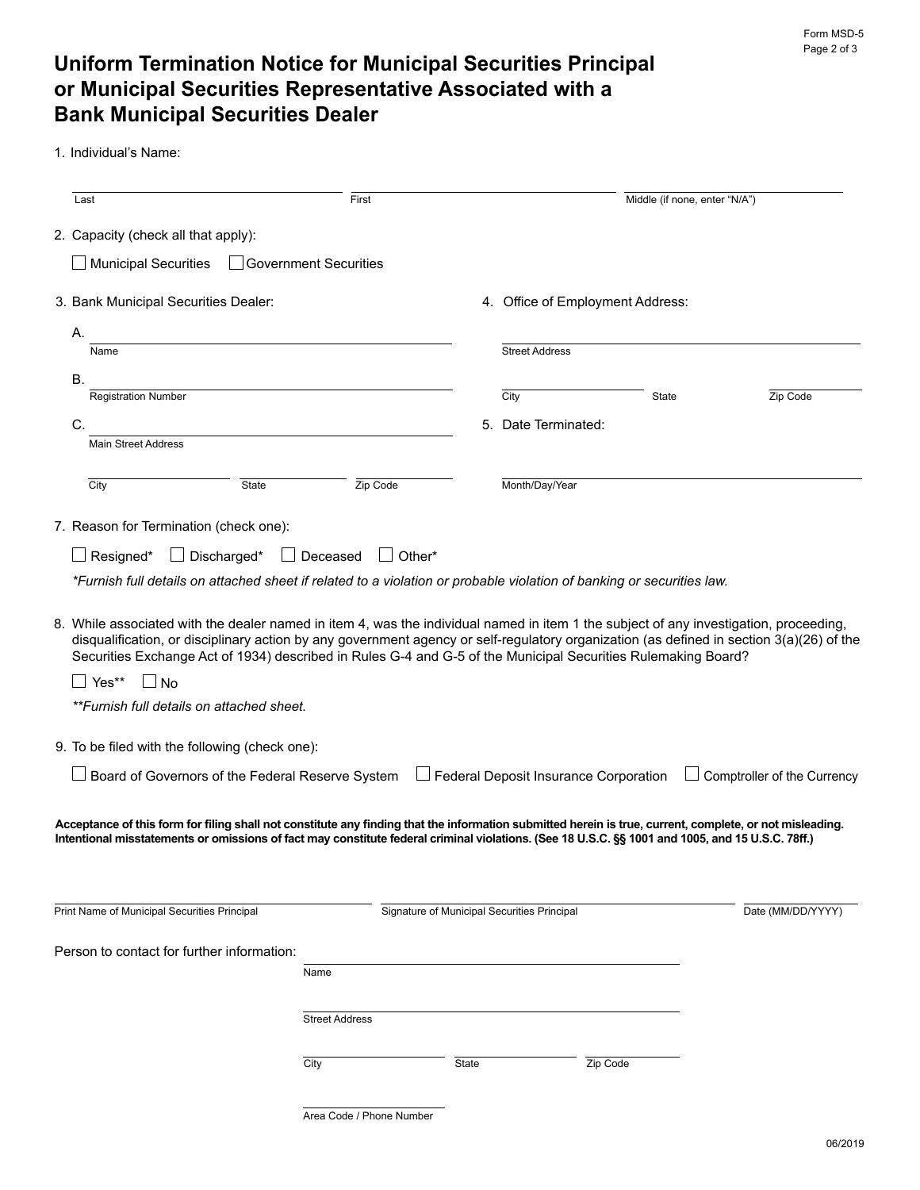# Uniform Termination Notice for Municipal Securities Principal or Municipal Securities Representative Associated with a Bank Municipal Securities Dealer

Form MSD-5

1. Individual's Name:

Last ____________ First ____________ Middle (if none, enter "N/A") ____________

2. Capacity (check all that apply):

☐ Municipal Securities ☐ Government Securities

3. Bank Municipal Securities Dealer:

A. ____________
Name

B. ____________
Registration Number

C. ____________
Main Street Address

City ____________ State ____________ Zip Code ____________

4. Office of Employment Address:

____________
Street Address

City ____________ State ____________ Zip Code ____________

5. Date Terminated:

____________
Month/Day/Year

7. Reason for Termination (check one):

☐ Resigned* ☐ Discharged* ☐ Deceased ☐ Other*

*\*Furnish full details on attached sheet if related to a violation or probable violation of banking or securities law.*

8. While associated with the dealer named in item 4, was the individual named in item 1 the subject of any investigation, proceeding, disqualification, or disciplinary action by any government agency or self-regulatory organization (as defined in section 3(a)(26) of the Securities Exchange Act of 1934) described in Rules G-4 and G-5 of the Municipal Securities Rulemaking Board?

☐ Yes\*\* ☐ No

*\*\*Furnish full details on attached sheet.*

9. To be filed with the following (check one):

☐ Board of Governors of the Federal Reserve System ☐ Federal Deposit Insurance Corporation ☐ Comptroller of the Currency

**Acceptance of this form for filing shall not constitute any finding that the information submitted herein is true, current, complete, or not misleading. Intentional misstatements or omissions of fact may constitute federal criminal violations. (See 18 U.S.C. §§ 1001 and 1005, and 15 U.S.C. 78ff.)**

Print Name of Municipal Securities Principal ____________ Signature of Municipal Securities Principal ____________ Date (MM/DD/YYYY) ____________

Person to contact for further information:

____________
Name

____________
Street Address

City ____________ State ____________ Zip Code ____________

____________
Area Code / Phone Number

06/2019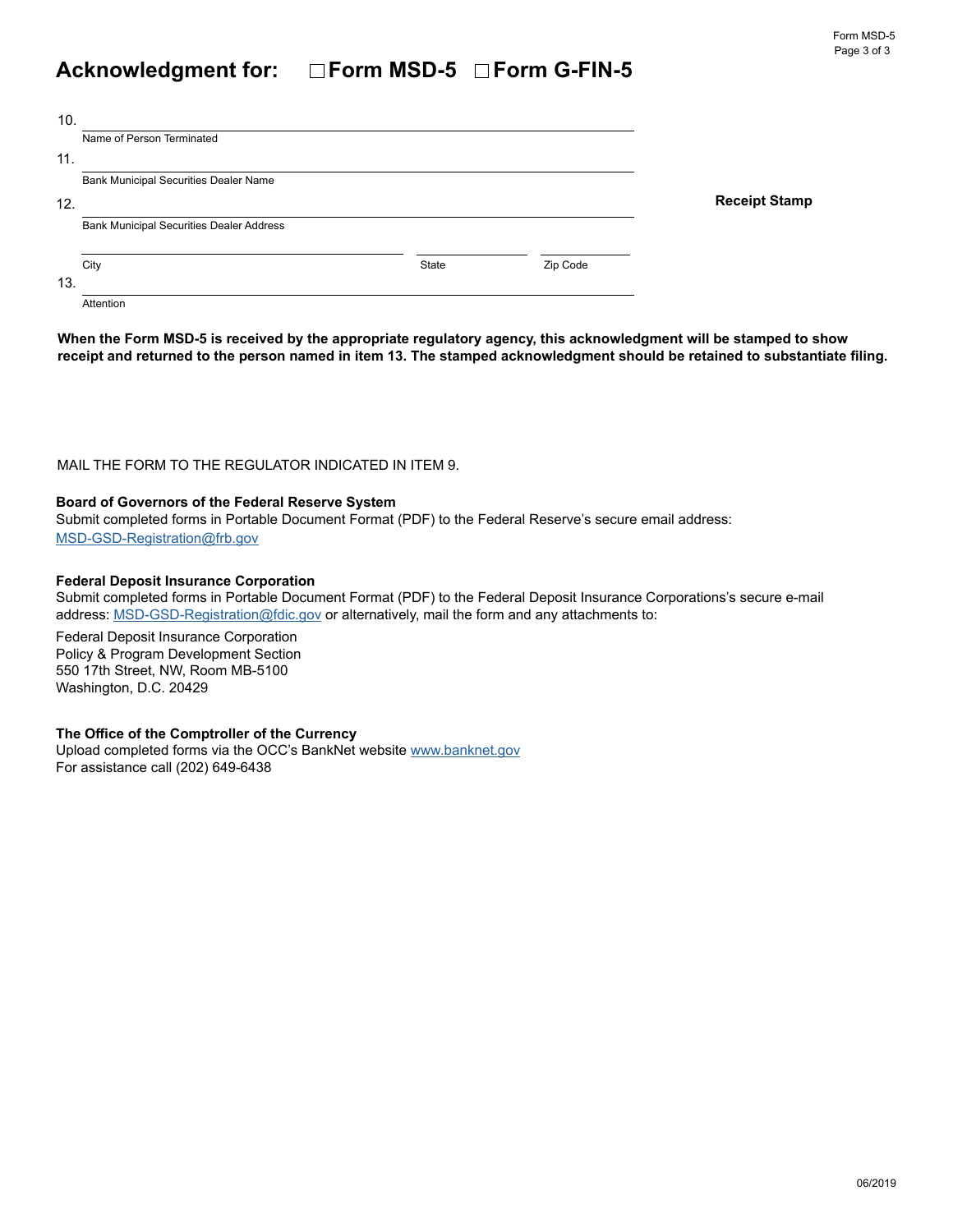# Acknowledgment for: ☐ Form MSD-5 ☐ Form G-FIN-5

10. ______________________________
Name of Person Terminated

11. ______________________________
Bank Municipal Securities Dealer Name

12. ______________________________
Bank Municipal Securities Dealer Address

______________________ ____________ ____________
City State Zip Code

13. ______________________________
Attention

**Receipt Stamp**

**When the Form MSD-5 is received by the appropriate regulatory agency, this acknowledgment will be stamped to show receipt and returned to the person named in item 13. The stamped acknowledgment should be retained to substantiate filing.**

MAIL THE FORM TO THE REGULATOR INDICATED IN ITEM 9.

**Board of Governors of the Federal Reserve System**
Submit completed forms in Portable Document Format (PDF) to the Federal Reserve's secure email address: MSD-GSD-Registration@frb.gov

**Federal Deposit Insurance Corporation**
Submit completed forms in Portable Document Format (PDF) to the Federal Deposit Insurance Corporations's secure e-mail address: MSD-GSD-Registration@fdic.gov or alternatively, mail the form and any attachments to:

Federal Deposit Insurance Corporation
Policy & Program Development Section
550 17th Street, NW, Room MB-5100
Washington, D.C. 20429

**The Office of the Comptroller of the Currency**
Upload completed forms via the OCC's BankNet website www.banknet.gov
For assistance call (202) 649-6438